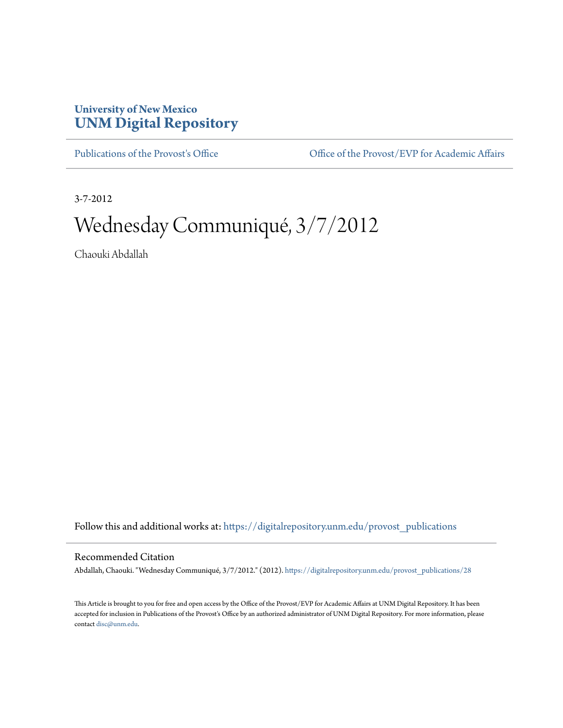**University of New Mexico**
**UNM Digital Repository**

Publications of the Provost's Office | Office of the Provost/EVP for Academic Affairs

3-7-2012

# Wednesday Communiqué, 3/7/2012

Chaouki Abdallah

Follow this and additional works at: https://digitalrepository.unm.edu/provost_publications

## Recommended Citation

Abdallah, Chaouki. "Wednesday Communiqué, 3/7/2012." (2012). https://digitalrepository.unm.edu/provost_publications/28

This Article is brought to you for free and open access by the Office of the Provost/EVP for Academic Affairs at UNM Digital Repository. It has been accepted for inclusion in Publications of the Provost's Office by an authorized administrator of UNM Digital Repository. For more information, please contact disc@unm.edu.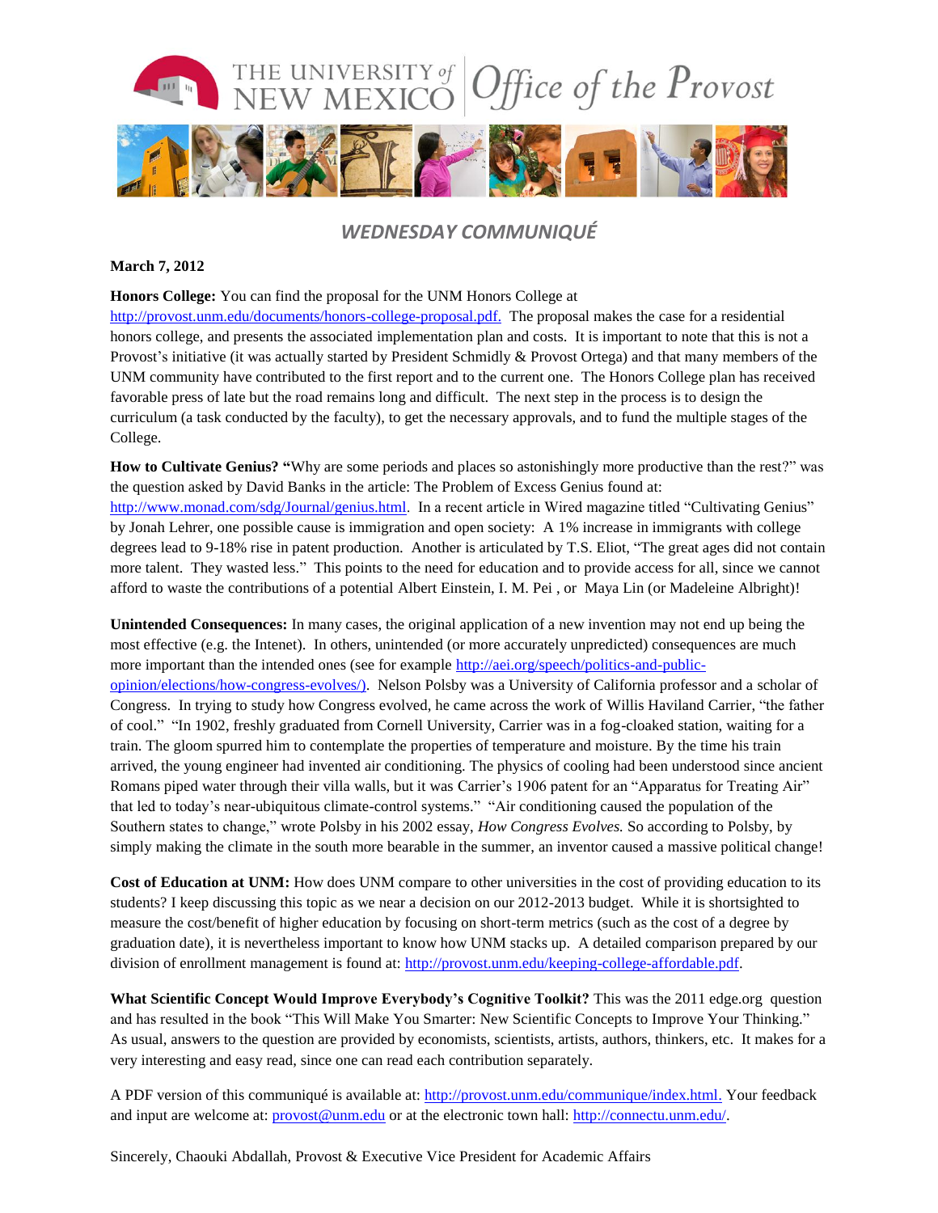THE UNIVERSITY of NEW MEXICO | Office of the Provost

## *WEDNESDAY COMMUNIQUÉ*

**March 7, 2012**

**Honors College:** You can find the proposal for the UNM Honors College at http://provost.unm.edu/documents/honors-college-proposal.pdf. The proposal makes the case for a residential honors college, and presents the associated implementation plan and costs. It is important to note that this is not a Provost's initiative (it was actually started by President Schmidly & Provost Ortega) and that many members of the UNM community have contributed to the first report and to the current one. The Honors College plan has received favorable press of late but the road remains long and difficult. The next step in the process is to design the curriculum (a task conducted by the faculty), to get the necessary approvals, and to fund the multiple stages of the College.

**How to Cultivate Genius? "**Why are some periods and places so astonishingly more productive than the rest?" was the question asked by David Banks in the article: The Problem of Excess Genius found at: http://www.monad.com/sdg/Journal/genius.html. In a recent article in Wired magazine titled "Cultivating Genius" by Jonah Lehrer, one possible cause is immigration and open society: A 1% increase in immigrants with college degrees lead to 9-18% rise in patent production. Another is articulated by T.S. Eliot, "The great ages did not contain more talent. They wasted less." This points to the need for education and to provide access for all, since we cannot afford to waste the contributions of a potential Albert Einstein, I. M. Pei , or Maya Lin (or Madeleine Albright)!

**Unintended Consequences:** In many cases, the original application of a new invention may not end up being the most effective (e.g. the Intenet). In others, unintended (or more accurately unpredicted) consequences are much more important than the intended ones (see for example http://aei.org/speech/politics-and-public-opinion/elections/how-congress-evolves/). Nelson Polsby was a University of California professor and a scholar of Congress. In trying to study how Congress evolved, he came across the work of Willis Haviland Carrier, "the father of cool." "In 1902, freshly graduated from Cornell University, Carrier was in a fog-cloaked station, waiting for a train. The gloom spurred him to contemplate the properties of temperature and moisture. By the time his train arrived, the young engineer had invented air conditioning. The physics of cooling had been understood since ancient Romans piped water through their villa walls, but it was Carrier's 1906 patent for an "Apparatus for Treating Air" that led to today's near-ubiquitous climate-control systems." "Air conditioning caused the population of the Southern states to change," wrote Polsby in his 2002 essay, *How Congress Evolves.* So according to Polsby, by simply making the climate in the south more bearable in the summer, an inventor caused a massive political change!

**Cost of Education at UNM:** How does UNM compare to other universities in the cost of providing education to its students? I keep discussing this topic as we near a decision on our 2012-2013 budget. While it is shortsighted to measure the cost/benefit of higher education by focusing on short-term metrics (such as the cost of a degree by graduation date), it is nevertheless important to know how UNM stacks up. A detailed comparison prepared by our division of enrollment management is found at: http://provost.unm.edu/keeping-college-affordable.pdf.

**What Scientific Concept Would Improve Everybody's Cognitive Toolkit?** This was the 2011 edge.org question and has resulted in the book "This Will Make You Smarter: New Scientific Concepts to Improve Your Thinking." As usual, answers to the question are provided by economists, scientists, artists, authors, thinkers, etc. It makes for a very interesting and easy read, since one can read each contribution separately.

A PDF version of this communiqué is available at: http://provost.unm.edu/communique/index.html. Your feedback and input are welcome at: provost@unm.edu or at the electronic town hall: http://connectu.unm.edu/.

Sincerely, Chaouki Abdallah, Provost & Executive Vice President for Academic Affairs